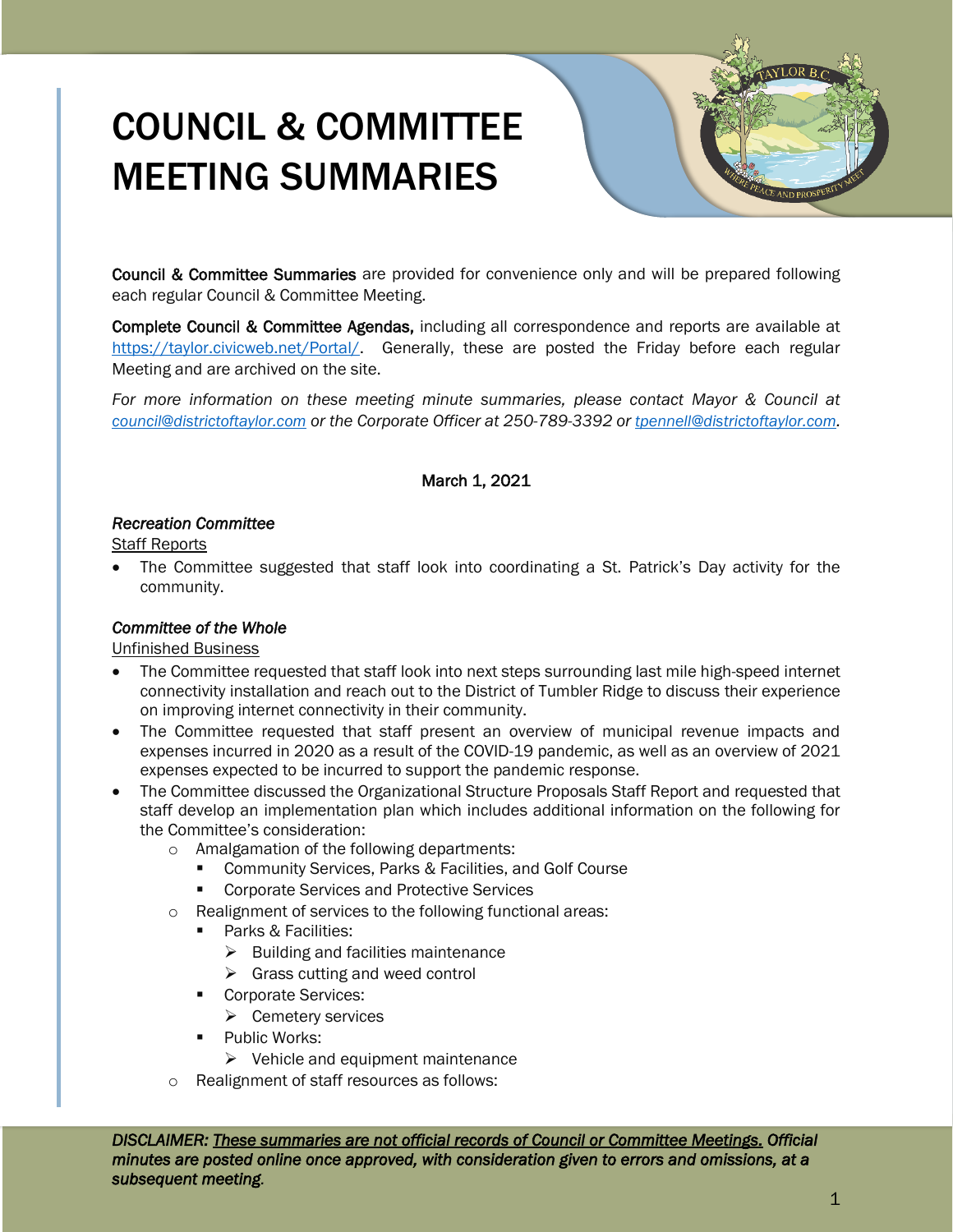# COUNCIL & COMMITTEE MEETING SUMMARIES

**Council & Committee Summaries** are provided for convenience only and will be prepared following each regular Council & Committee Meeting.

**Complete Council & Committee Agendas,** including all correspondence and reports are available at https://taylor.civicweb.net/Portal/. Generally, these are posted the Friday before each regular Meeting and are archived on the site.

*For more information on these meeting minute summaries, please contact Mayor & Council at council@districtoftaylor.com or the Corporate Officer at 250-789-3392 or tpennell@districtoftaylor.com.*

**March 1, 2021**

***Recreation Committee***

Staff Reports

- The Committee suggested that staff look into coordinating a St. Patrick's Day activity for the community.

***Committee of the Whole***

Unfinished Business

- The Committee requested that staff look into next steps surrounding last mile high-speed internet connectivity installation and reach out to the District of Tumbler Ridge to discuss their experience on improving internet connectivity in their community.
- The Committee requested that staff present an overview of municipal revenue impacts and expenses incurred in 2020 as a result of the COVID-19 pandemic, as well as an overview of 2021 expenses expected to be incurred to support the pandemic response.
- The Committee discussed the Organizational Structure Proposals Staff Report and requested that staff develop an implementation plan which includes additional information on the following for the Committee's consideration:
  - Amalgamation of the following departments:
    - Community Services, Parks & Facilities, and Golf Course
    - Corporate Services and Protective Services
  - Realignment of services to the following functional areas:
    - Parks & Facilities:
      - Building and facilities maintenance
      - Grass cutting and weed control
    - Corporate Services:
      - Cemetery services
    - Public Works:
      - Vehicle and equipment maintenance
  - Realignment of staff resources as follows:

*DISCLAIMER: These summaries are not official records of Council or Committee Meetings. Official minutes are posted online once approved, with consideration given to errors and omissions, at a subsequent meeting.*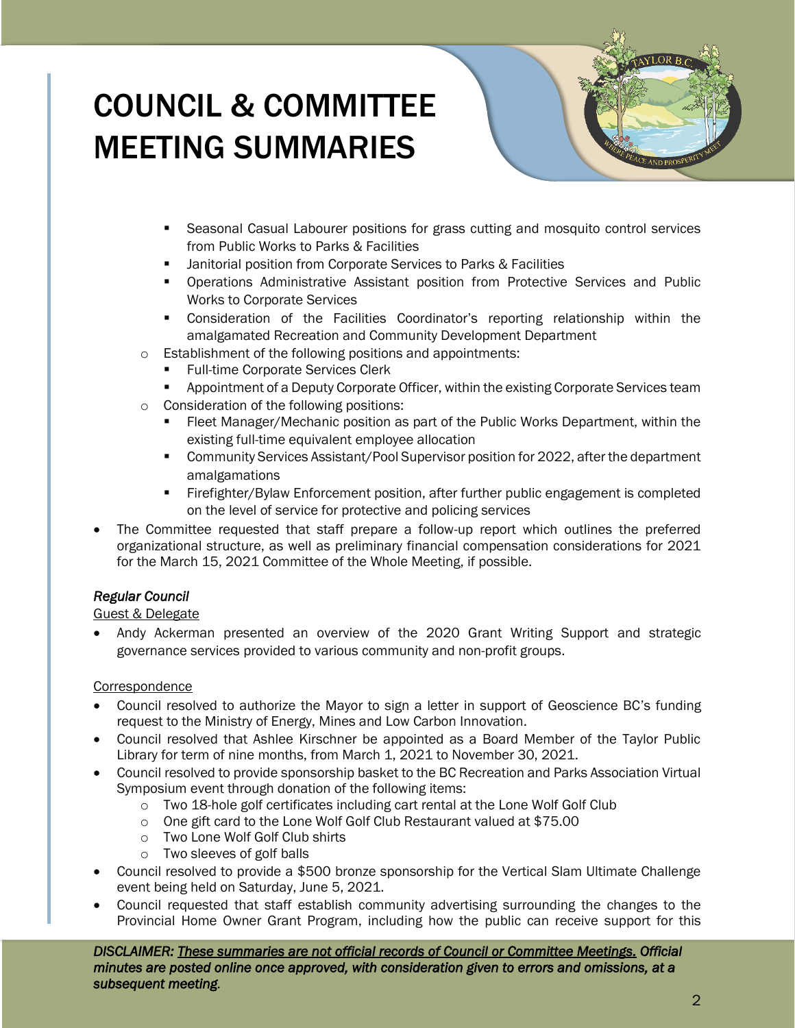- Seasonal Casual Labourer positions for grass cutting and mosquito control services from Public Works to Parks & Facilities
    - Janitorial position from Corporate Services to Parks & Facilities
    - Operations Administrative Assistant position from Protective Services and Public Works to Corporate Services
    - Consideration of the Facilities Coordinator's reporting relationship within the amalgamated Recreation and Community Development Department
  - Establishment of the following positions and appointments:
    - Full-time Corporate Services Clerk
    - Appointment of a Deputy Corporate Officer, within the existing Corporate Services team
  - Consideration of the following positions:
    - Fleet Manager/Mechanic position as part of the Public Works Department, within the existing full-time equivalent employee allocation
    - Community Services Assistant/Pool Supervisor position for 2022, after the department amalgamations
    - Firefighter/Bylaw Enforcement position, after further public engagement is completed on the level of service for protective and policing services
- The Committee requested that staff prepare a follow-up report which outlines the preferred organizational structure, as well as preliminary financial compensation considerations for 2021 for the March 15, 2021 Committee of the Whole Meeting, if possible.

### *Regular Council*

<u>Guest & Delegate</u>

- Andy Ackerman presented an overview of the 2020 Grant Writing Support and strategic governance services provided to various community and non-profit groups.

<u>Correspondence</u>

- Council resolved to authorize the Mayor to sign a letter in support of Geoscience BC's funding request to the Ministry of Energy, Mines and Low Carbon Innovation.
- Council resolved that Ashlee Kirschner be appointed as a Board Member of the Taylor Public Library for term of nine months, from March 1, 2021 to November 30, 2021.
- Council resolved to provide sponsorship basket to the BC Recreation and Parks Association Virtual Symposium event through donation of the following items:
  - Two 18-hole golf certificates including cart rental at the Lone Wolf Golf Club
  - One gift card to the Lone Wolf Golf Club Restaurant valued at $75.00
  - Two Lone Wolf Golf Club shirts
  - Two sleeves of golf balls
- Council resolved to provide a $500 bronze sponsorship for the Vertical Slam Ultimate Challenge event being held on Saturday, June 5, 2021.
- Council requested that staff establish community advertising surrounding the changes to the Provincial Home Owner Grant Program, including how the public can receive support for this

*DISCLAIMER: <u>These summaries are not official records of Council or Committee Meetings.</u> Official minutes are posted online once approved, with consideration given to errors and omissions, at a subsequent meeting.*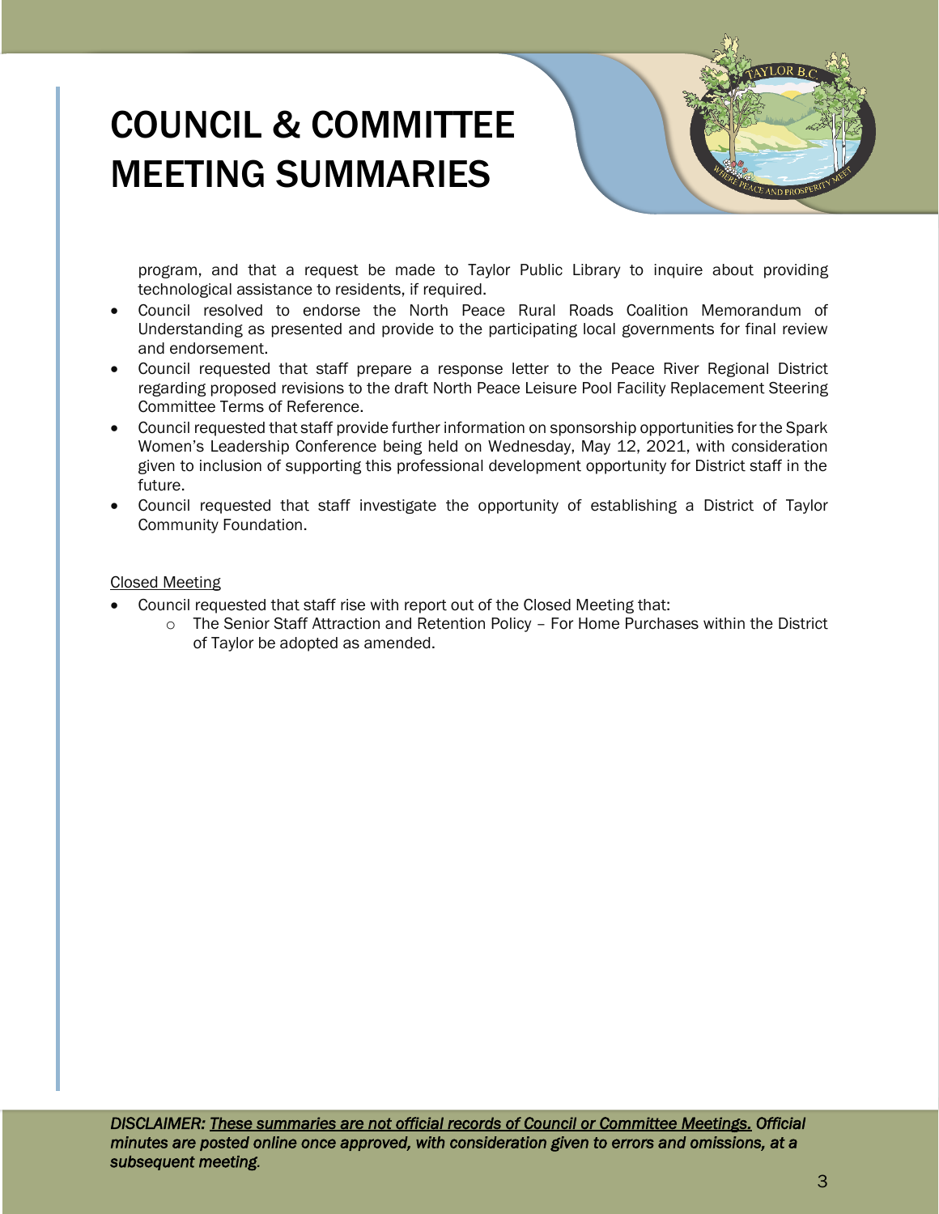# COUNCIL & COMMITTEE MEETING SUMMARIES

program, and that a request be made to Taylor Public Library to inquire about providing technological assistance to residents, if required.

- Council resolved to endorse the North Peace Rural Roads Coalition Memorandum of Understanding as presented and provide to the participating local governments for final review and endorsement.
- Council requested that staff prepare a response letter to the Peace River Regional District regarding proposed revisions to the draft North Peace Leisure Pool Facility Replacement Steering Committee Terms of Reference.
- Council requested that staff provide further information on sponsorship opportunities for the Spark Women's Leadership Conference being held on Wednesday, May 12, 2021, with consideration given to inclusion of supporting this professional development opportunity for District staff in the future.
- Council requested that staff investigate the opportunity of establishing a District of Taylor Community Foundation.

Closed Meeting

- Council requested that staff rise with report out of the Closed Meeting that:
  - The Senior Staff Attraction and Retention Policy – For Home Purchases within the District of Taylor be adopted as amended.

*DISCLAIMER: These summaries are not official records of Council or Committee Meetings. Official minutes are posted online once approved, with consideration given to errors and omissions, at a subsequent meeting.*